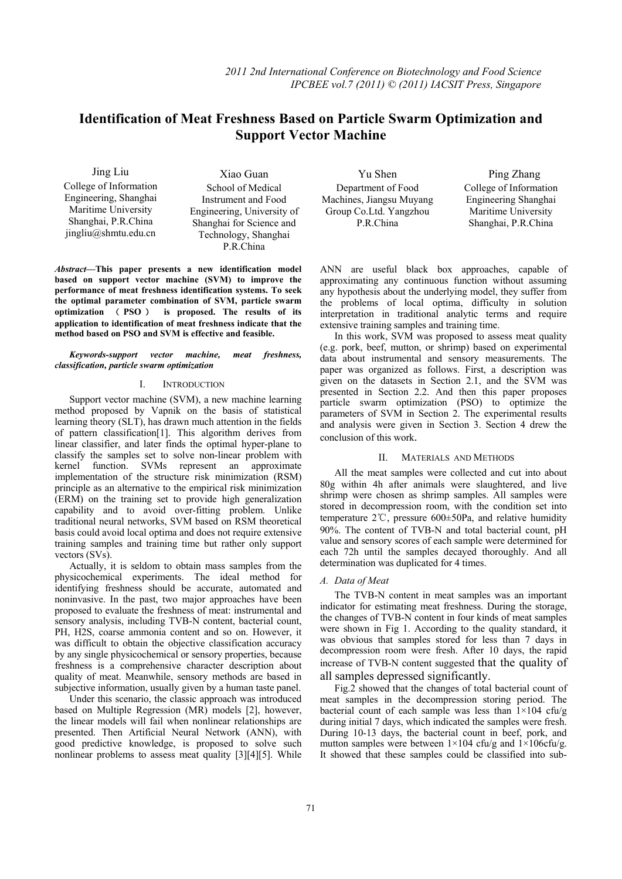# Identification of Meat Freshness Based on Particle Swarm Optimization and Support Vector Machine

Jing Liu
College of Information Engineering, Shanghai Maritime University
Shanghai, P.R.China
jingliu@shmtu.edu.cn

Xiao Guan
School of Medical Instrument and Food Engineering, University of Shanghai for Science and Technology, Shanghai P.R.China

Yu Shen
Department of Food Machines, Jiangsu Muyang Group Co.Ltd. Yangzhou P.R.China

Ping Zhang
College of Information Engineering Shanghai Maritime University
Shanghai, P.R.China

***Abstract*—This paper presents a new identification model based on support vector machine (SVM) to improve the performance of meat freshness identification systems. To seek the optimal parameter combination of SVM, particle swarm optimization （PSO） is proposed. The results of its application to identification of meat freshness indicate that the method based on PSO and SVM is effective and feasible.**

***Keywords-support vector machine, meat freshness, classification, particle swarm optimization***

## I. Introduction

Support vector machine (SVM), a new machine learning method proposed by Vapnik on the basis of statistical learning theory (SLT), has drawn much attention in the fields of pattern classification[1]. This algorithm derives from linear classifier, and later finds the optimal hyper-plane to classify the samples set to solve non-linear problem with kernel function. SVMs represent an approximate implementation of the structure risk minimization (RSM) principle as an alternative to the empirical risk minimization (ERM) on the training set to provide high generalization capability and to avoid over-fitting problem. Unlike traditional neural networks, SVM based on RSM theoretical basis could avoid local optima and does not require extensive training samples and training time but rather only support vectors (SVs).

Actually, it is seldom to obtain mass samples from the physicochemical experiments. The ideal method for identifying freshness should be accurate, automated and noninvasive. In the past, two major approaches have been proposed to evaluate the freshness of meat: instrumental and sensory analysis, including TVB-N content, bacterial count, PH, H2S, coarse ammonia content and so on. However, it was difficult to obtain the objective classification accuracy by any single physicochemical or sensory properties, because freshness is a comprehensive character description about quality of meat. Meanwhile, sensory methods are based in subjective information, usually given by a human taste panel.

Under this scenario, the classic approach was introduced based on Multiple Regression (MR) models [2], however, the linear models will fail when nonlinear relationships are presented. Then Artificial Neural Network (ANN), with good predictive knowledge, is proposed to solve such nonlinear problems to assess meat quality [3][4][5]. While ANN are useful black box approaches, capable of approximating any continuous function without assuming any hypothesis about the underlying model, they suffer from the problems of local optima, difficulty in solution interpretation in traditional analytic terms and require extensive training samples and training time.

In this work, SVM was proposed to assess meat quality (e.g. pork, beef, mutton, or shrimp) based on experimental data about instrumental and sensory measurements. The paper was organized as follows. First, a description was given on the datasets in Section 2.1, and the SVM was presented in Section 2.2. And then this paper proposes particle swarm optimization (PSO) to optimize the parameters of SVM in Section 2. The experimental results and analysis were given in Section 3. Section 4 drew the conclusion of this work.

## II. Materials and Methods

All the meat samples were collected and cut into about 80g within 4h after animals were slaughtered, and live shrimp were chosen as shrimp samples. All samples were stored in decompression room, with the condition set into temperature 2℃, pressure 600±50Pa, and relative humidity 90%. The content of TVB-N and total bacterial count, pH value and sensory scores of each sample were determined for each 72h until the samples decayed thoroughly. And all determination was duplicated for 4 times.

### *A. Data of Meat*

The TVB-N content in meat samples was an important indicator for estimating meat freshness. During the storage, the changes of TVB-N content in four kinds of meat samples were shown in Fig 1. According to the quality standard, it was obvious that samples stored for less than 7 days in decompression room were fresh. After 10 days, the rapid increase of TVB-N content suggested that the quality of all samples depressed significantly.

Fig.2 showed that the changes of total bacterial count of meat samples in the decompression storing period. The bacterial count of each sample was less than $1\times10^4$ cfu/g during initial 7 days, which indicated the samples were fresh. During 10-13 days, the bacterial count in beef, pork, and mutton samples were between $1\times10^4$ cfu/g and $1\times10^6$cfu/g. It showed that these samples could be classified into sub-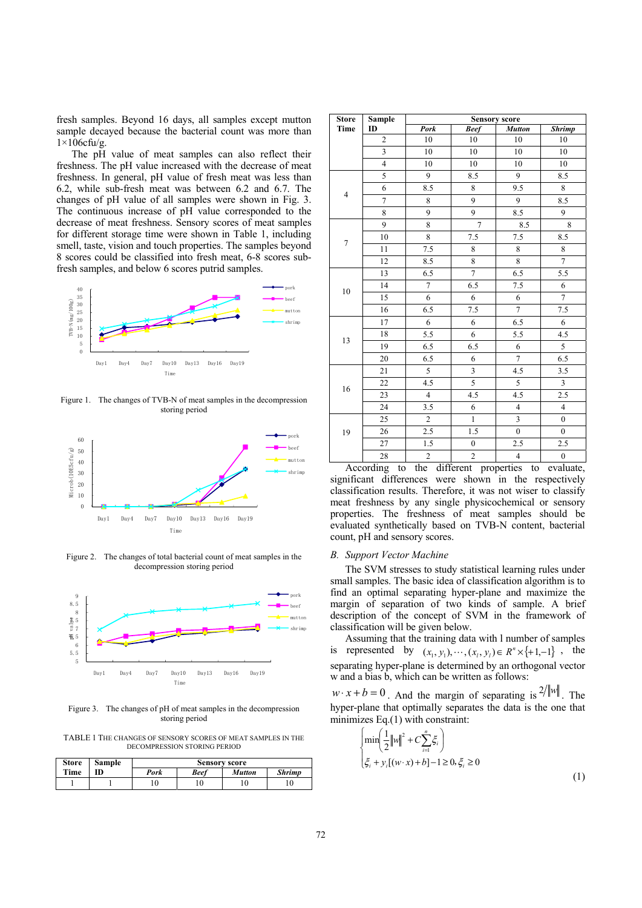fresh samples. Beyond 16 days, all samples except mutton sample decayed because the bacterial count was more than 1×106cfu/g.

The pH value of meat samples can also reflect their freshness. The pH value increased with the decrease of meat freshness. In general, pH value of fresh meat was less than 6.2, while sub-fresh meat was between 6.2 and 6.7. The changes of pH value of all samples were shown in Fig. 3. The continuous increase of pH value corresponded to the decrease of meat freshness. Sensory scores of meat samples for different storage time were shown in Table 1, including smell, taste, vision and touch properties. The samples beyond 8 scores could be classified into fresh meat, 6-8 scores sub-fresh samples, and below 6 scores putrid samples.

Figure 1. The changes of TVB-N of meat samples in the decompression storing period

Figure 2. The changes of total bacterial count of meat samples in the decompression storing period

Figure 3. The changes of pH of meat samples in the decompression storing period

TABLE 1 THE CHANGES OF SENSORY SCORES OF MEAT SAMPLES IN THE DECOMPRESSION STORING PERIOD

| Store Time | Sample ID | Sensory score | | | |
|---|---|---|---|---|---|
| | | *Pork* | *Beef* | *Mutton* | *Shrimp* |
| 1 | 1 | 10 | 10 | 10 | 10 |
| | 2 | 10 | 10 | 10 | 10 |
| | 3 | 10 | 10 | 10 | 10 |
| | 4 | 10 | 10 | 10 | 10 |
| 4 | 5 | 9 | 8.5 | 9 | 8.5 |
| | 6 | 8.5 | 8 | 9.5 | 8 |
| | 7 | 8 | 9 | 9 | 8.5 |
| | 8 | 9 | 9 | 8.5 | 9 |
| 7 | 9 | 8 | 7 | 8.5 | 8 |
| | 10 | 8 | 7.5 | 7.5 | 8.5 |
| | 11 | 7.5 | 8 | 8 | 8 |
| | 12 | 8.5 | 8 | 8 | 7 |
| 10 | 13 | 6.5 | 7 | 6.5 | 5.5 |
| | 14 | 7 | 6.5 | 7.5 | 6 |
| | 15 | 6 | 6 | 6 | 7 |
| | 16 | 6.5 | 7.5 | 7 | 7.5 |
| 13 | 17 | 6 | 6 | 6.5 | 6 |
| | 18 | 5.5 | 6 | 5.5 | 4.5 |
| | 19 | 6.5 | 6.5 | 6 | 5 |
| | 20 | 6.5 | 6 | 7 | 6.5 |
| 16 | 21 | 5 | 3 | 4.5 | 3.5 |
| | 22 | 4.5 | 5 | 5 | 3 |
| | 23 | 4 | 4.5 | 4.5 | 2.5 |
| | 24 | 3.5 | 6 | 4 | 4 |
| 19 | 25 | 2 | 1 | 3 | 0 |
| | 26 | 2.5 | 1.5 | 0 | 0 |
| | 27 | 1.5 | 0 | 2.5 | 2.5 |
| | 28 | 2 | 2 | 4 | 0 |

According to the different properties to evaluate, significant differences were shown in the respectively classification results. Therefore, it was not wiser to classify meat freshness by any single physicochemical or sensory properties. The freshness of meat samples should be evaluated synthetically based on TVB-N content, bacterial count, pH and sensory scores.

## *B. Support Vector Machine*

The SVM stresses to study statistical learning rules under small samples. The basic idea of classification algorithm is to find an optimal separating hyper-plane and maximize the margin of separation of two kinds of sample. A brief description of the concept of SVM in the framework of classification will be given below.

Assuming that the training data with l number of samples is represented by $(x_1, y_1), \cdots, (x_l, y_l) \in R^n \times \{+1, -1\}$, the separating hyper-plane is determined by an orthogonal vector w and a bias b, which can be written as follows: $w \cdot x + b = 0$. And the margin of separating is $2/\|w\|$. The hyper-plane that optimally separates the data is the one that minimizes Eq.(1) with constraint:

$$\begin{cases} \min\left(\dfrac{1}{2}\|w\|^2 + C\displaystyle\sum_{i=1}^{n}\xi_i\right) \\ \xi_i + y_i[(w \cdot x) + b] - 1 \geq 0, \xi_i \geq 0 \end{cases} \tag{1}$$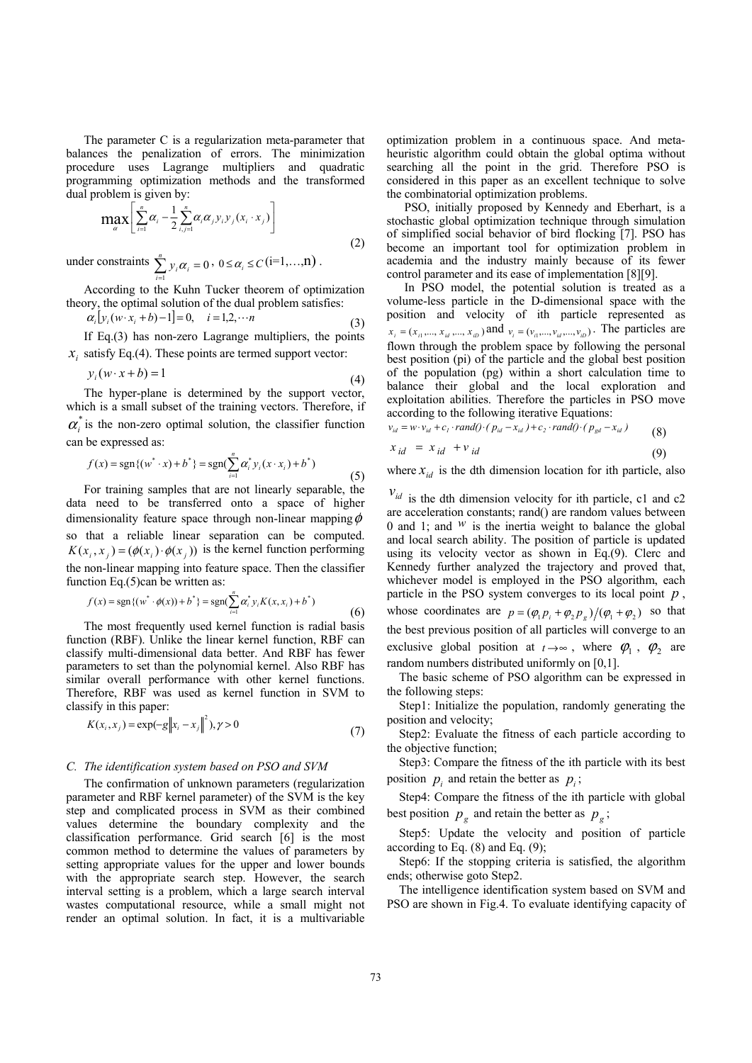The parameter C is a regularization meta-parameter that balances the penalization of errors. The minimization procedure uses Lagrange multipliers and quadratic programming optimization methods and the transformed dual problem is given by:

$$\max_{\alpha}\left[\sum_{i=1}^{n}\alpha_i-\frac{1}{2}\sum_{i,j=1}^{n}\alpha_i\alpha_j y_i y_j (x_i\cdot x_j)\right] \tag{2}$$

under constraints $\sum_{i=1}^{n} y_i\alpha_i = 0$, $0\le\alpha_i\le C$ (i=1,…,n) .

According to the Kuhn Tucker theorem of optimization theory, the optimal solution of the dual problem satisfies:

$$\alpha_i\left[y_i(w\cdot x_i+b)-1\right]=0,\quad i=1,2,\cdots n \tag{3}$$

If Eq.(3) has non-zero Lagrange multipliers, the points $x_i$ satisfy Eq.(4). These points are termed support vector:

$$y_i(w\cdot x+b)=1 \tag{4}$$

The hyper-plane is determined by the support vector, which is a small subset of the training vectors. Therefore, if $\alpha_i^*$ is the non-zero optimal solution, the classifier function can be expressed as:

$$f(x)=\operatorname{sgn}\{(w^*\cdot x)+b^*\}=\operatorname{sgn}\left(\sum_{i=1}^{n}\alpha_i^* y_i (x\cdot x_i)+b^*\right) \tag{5}$$

For training samples that are not linearly separable, the data need to be transferred onto a space of higher dimensionality feature space through non-linear mapping $\phi$ so that a reliable linear separation can be computed. $K(x_i,x_j)=(\phi(x_i)\cdot\phi(x_j))$ is the kernel function performing the non-linear mapping into feature space. Then the classifier function Eq.(5)can be written as:

$$f(x)=\operatorname{sgn}\{(w^*\cdot\phi(x))+b^*\}=\operatorname{sgn}\left(\sum_{i=1}^{n}\alpha_i^* y_i K(x,x_i)+b^*\right) \tag{6}$$

The most frequently used kernel function is radial basis function (RBF). Unlike the linear kernel function, RBF can classify multi-dimensional data better. And RBF has fewer parameters to set than the polynomial kernel. Also RBF has similar overall performance with other kernel functions. Therefore, RBF was used as kernel function in SVM to classify in this paper:

$$K(x_i,x_j)=\exp(-g\left\|x_i-x_j\right\|^2),\gamma>0 \tag{7}$$

### *C. The identification system based on PSO and SVM*

The confirmation of unknown parameters (regularization parameter and RBF kernel parameter) of the SVM is the key step and complicated process in SVM as their combined values determine the boundary complexity and the classification performance. Grid search [6] is the most common method to determine the values of parameters by setting appropriate values for the upper and lower bounds with the appropriate search step. However, the search interval setting is a problem, which a large search interval wastes computational resource, while a small might not render an optimal solution. In fact, it is a multivariable optimization problem in a continuous space. And meta-heuristic algorithm could obtain the global optima without searching all the point in the grid. Therefore PSO is considered in this paper as an excellent technique to solve the combinatorial optimization problems.

PSO, initially proposed by Kennedy and Eberhart, is a stochastic global optimization technique through simulation of simplified social behavior of bird flocking [7]. PSO has become an important tool for optimization problem in academia and the industry mainly because of its fewer control parameter and its ease of implementation [8][9].

In PSO model, the potential solution is treated as a volume-less particle in the D-dimensional space with the position and velocity of ith particle represented as $x_i=(x_{i1},...,x_{id},...,x_{iD})$ and $v_i=(v_{i1},...,v_{id},...,v_{iD})$. The particles are flown through the problem space by following the personal best position (pi) of the particle and the global best position of the population (pg) within a short calculation time to balance their global and the local exploration and exploitation abilities. Therefore the particles in PSO move according to the following iterative Equations:

$$v_{id}=w\cdot v_{id}+c_1\cdot rand()\cdot(p_{id}-x_{id})+c_2\cdot rand()\cdot(p_{gd}-x_{id}) \tag{8}$$

$$x_{id}=x_{id}+v_{id} \tag{9}$$

where $x_{id}$ is the dth dimension location for ith particle, also $v_{id}$ is the dth dimension velocity for ith particle, c1 and c2 are acceleration constants; rand() are random values between 0 and 1; and $w$ is the inertia weight to balance the global and local search ability. The position of particle is updated using its velocity vector as shown in Eq.(9). Clerc and Kennedy further analyzed the trajectory and proved that, whichever model is employed in the PSO algorithm, each particle in the PSO system converges to its local point $p$, whose coordinates are $p=(\varphi_1 p_i+\varphi_2 p_g)/(\varphi_1+\varphi_2)$ so that the best previous position of all particles will converge to an exclusive global position at $t\to\infty$, where $\varphi_1$, $\varphi_2$ are random numbers distributed uniformly on [0,1].

The basic scheme of PSO algorithm can be expressed in the following steps:

Step1: Initialize the population, randomly generating the position and velocity;

Step2: Evaluate the fitness of each particle according to the objective function;

Step3: Compare the fitness of the ith particle with its best position $p_i$ and retain the better as $p_i$;

Step4: Compare the fitness of the ith particle with global best position $p_g$ and retain the better as $p_g$;

Step5: Update the velocity and position of particle according to Eq. (8) and Eq. (9);

Step6: If the stopping criteria is satisfied, the algorithm ends; otherwise goto Step2.

The intelligence identification system based on SVM and PSO are shown in Fig.4. To evaluate identifying capacity of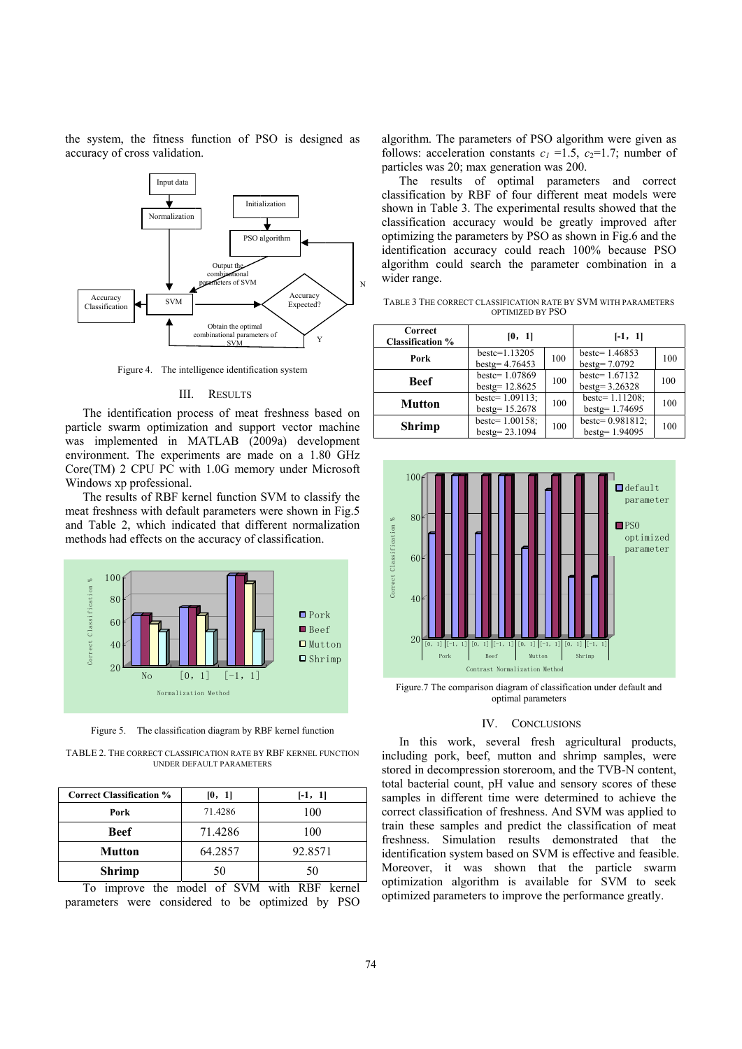the system, the fitness function of PSO is designed as accuracy of cross validation.

Figure 4. The intelligence identification system

## III. RESULTS

The identification process of meat freshness based on particle swarm optimization and support vector machine was implemented in MATLAB (2009a) development environment. The experiments are made on a 1.80 GHz Core(TM) 2 CPU PC with 1.0G memory under Microsoft Windows xp professional.

The results of RBF kernel function SVM to classify the meat freshness with default parameters were shown in Fig.5 and Table 2, which indicated that different normalization methods had effects on the accuracy of classification.

Figure 5. The classification diagram by RBF kernel function

TABLE 2. THE CORRECT CLASSIFICATION RATE BY RBF KERNEL FUNCTION UNDER DEFAULT PARAMETERS

| Correct Classification % | [0，1] | [-1，1] |
|---|---|---|
| **Pork** | 71.4286 | 100 |
| **Beef** | 71.4286 | 100 |
| **Mutton** | 64.2857 | 92.8571 |
| **Shrimp** | 50 | 50 |

To improve the model of SVM with RBF kernel parameters were considered to be optimized by PSO algorithm. The parameters of PSO algorithm were given as follows: acceleration constants $c_1$ =1.5, $c_2$=1.7; number of particles was 20; max generation was 200.

The results of optimal parameters and correct classification by RBF of four different meat models were shown in Table 3. The experimental results showed that the classification accuracy would be greatly improved after optimizing the parameters by PSO as shown in Fig.6 and the identification accuracy could reach 100% because PSO algorithm could search the parameter combination in a wider range.

TABLE 3 THE CORRECT CLASSIFICATION RATE BY SVM WITH PARAMETERS OPTIMIZED BY PSO

| Correct Classification % | [0，1] | | [-1，1] | |
|---|---|---|---|---|
| **Pork** | bestc=1.13205 bestg= 4.76453 | 100 | bestc= 1.46853 bestg= 7.0792 | 100 |
| **Beef** | bestc= 1.07869 bestg= 12.8625 | 100 | bestc= 1.67132 bestg= 3.26328 | 100 |
| **Mutton** | bestc= 1.09113; bestg= 15.2678 | 100 | bestc= 1.11208; bestg= 1.74695 | 100 |
| **Shrimp** | bestc= 1.00158; bestg= 23.1094 | 100 | bestc= 0.981812; bestg= 1.94095 | 100 |

Figure.7 The comparison diagram of classification under default and optimal parameters

## IV. CONCLUSIONS

In this work, several fresh agricultural products, including pork, beef, mutton and shrimp samples, were stored in decompression storeroom, and the TVB-N content, total bacterial count, pH value and sensory scores of these samples in different time were determined to achieve the correct classification of freshness. And SVM was applied to train these samples and predict the classification of meat freshness. Simulation results demonstrated that the identification system based on SVM is effective and feasible. Moreover, it was shown that the particle swarm optimization algorithm is available for SVM to seek optimized parameters to improve the performance greatly.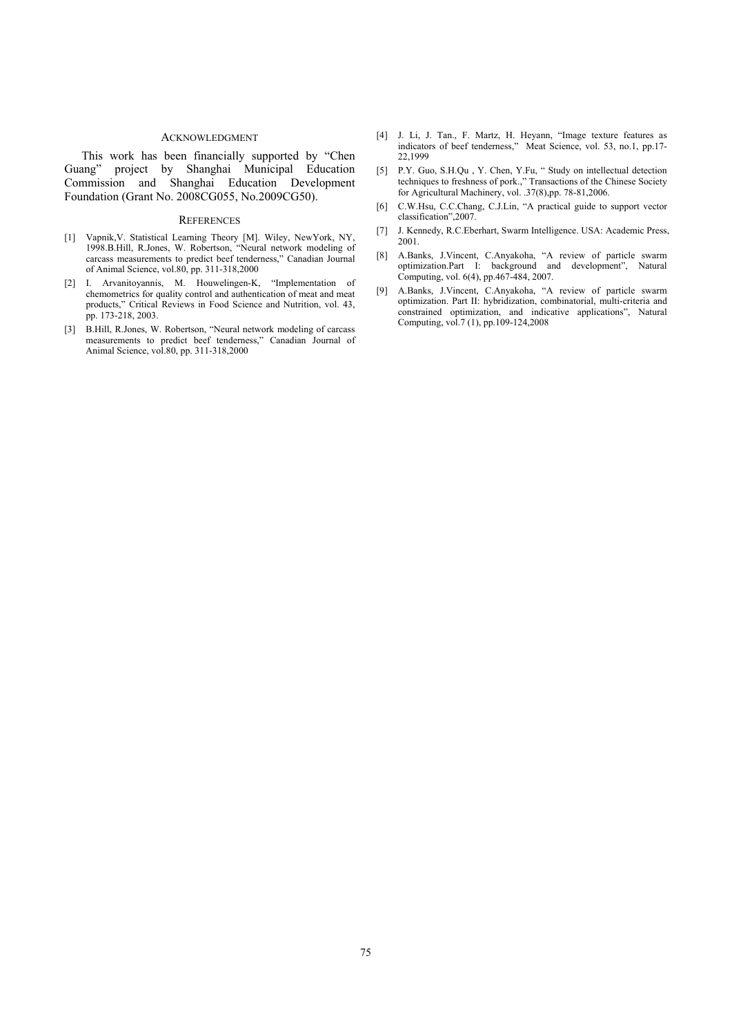## ACKNOWLEDGMENT

This work has been financially supported by "Chen Guang" project by Shanghai Municipal Education Commission and Shanghai Education Development Foundation (Grant No. 2008CG055, No.2009CG50).

## REFERENCES

[1] Vapnik,V. Statistical Learning Theory [M]. Wiley, NewYork, NY, 1998.B.Hill, R.Jones, W. Robertson, "Neural network modeling of carcass measurements to predict beef tenderness," Canadian Journal of Animal Science, vol.80, pp. 311-318,2000

[2] I. Arvanitoyannis, M. Houwelingen-K, "Implementation of chemometrics for quality control and authentication of meat and meat products," Critical Reviews in Food Science and Nutrition, vol. 43, pp. 173-218, 2003.

[3] B.Hill, R.Jones, W. Robertson, "Neural network modeling of carcass measurements to predict beef tenderness," Canadian Journal of Animal Science, vol.80, pp. 311-318,2000

[4] J. Li, J. Tan., F. Martz, H. Heyann, "Image texture features as indicators of beef tenderness," Meat Science, vol. 53, no.1, pp.17-22,1999

[5] P.Y. Guo, S.H.Qu , Y. Chen, Y.Fu, " Study on intellectual detection techniques to freshness of pork.," Transactions of the Chinese Society for Agricultural Machinery, vol. .37(8),pp. 78-81,2006.

[6] C.W.Hsu, C.C.Chang, C.J.Lin, "A practical guide to support vector classification",2007.

[7] J. Kennedy, R.C.Eberhart, Swarm Intelligence. USA: Academic Press, 2001.

[8] A.Banks, J.Vincent, C.Anyakoha, "A review of particle swarm optimization.Part I: background and development", Natural Computing, vol. 6(4), pp.467-484, 2007.

[9] A.Banks, J.Vincent, C.Anyakoha, "A review of particle swarm optimization. Part II: hybridization, combinatorial, multi-criteria and constrained optimization, and indicative applications", Natural Computing, vol.7 (1), pp.109-124,2008